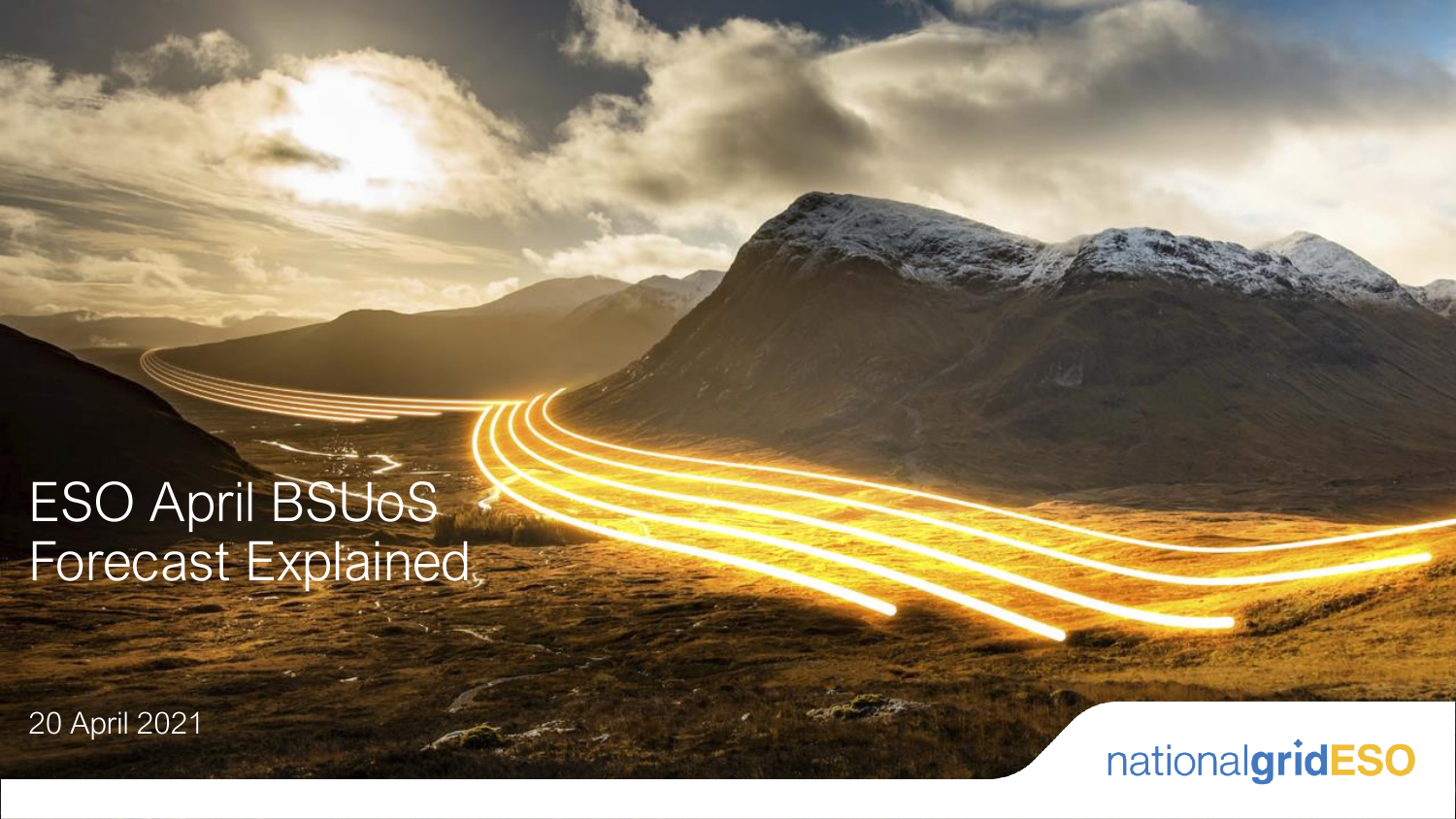# ESO April BSUoS Forecast Explained

20 April 2021

nationalgridESO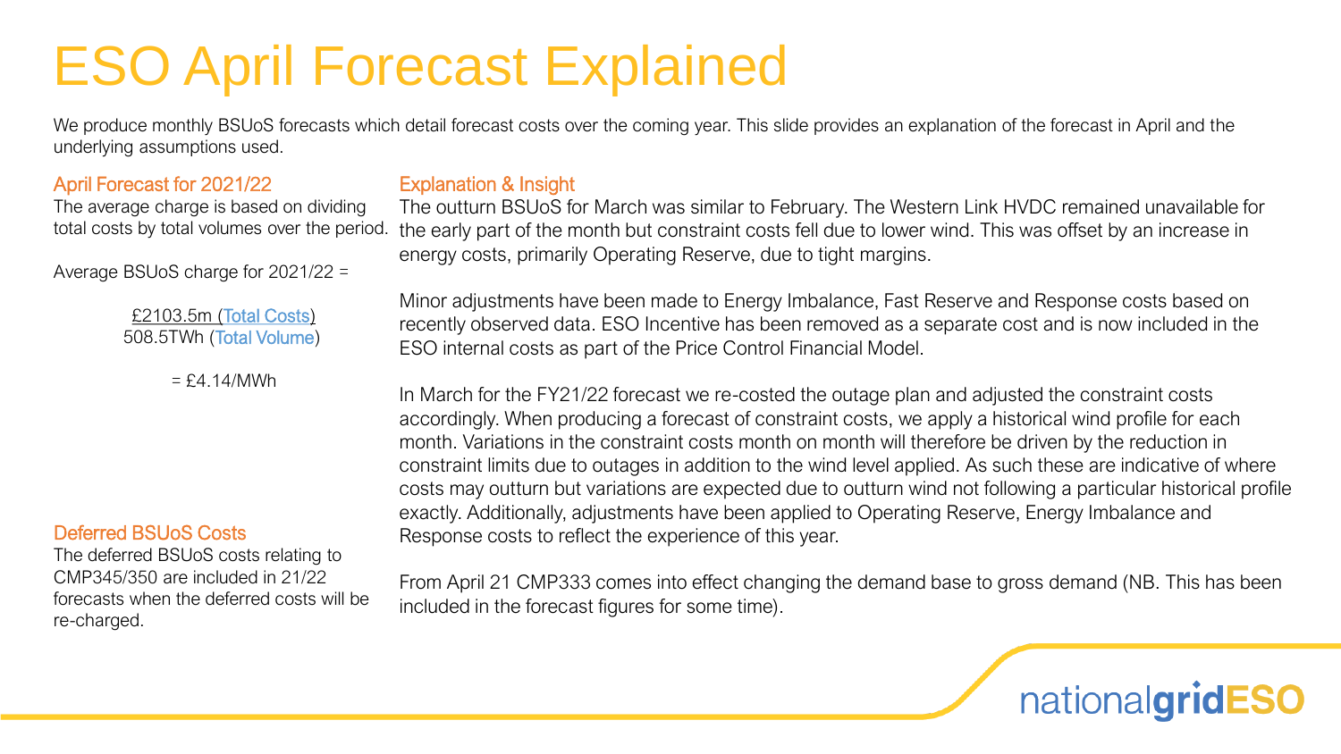# ESO April Forecast Explained

We produce monthly BSUoS forecasts which detail forecast costs over the coming year. This slide provides an explanation of the forecast in April and the underlying assumptions used.

## April Forecast for 2021/22

The average charge is based on dividing total costs by total volumes over the period.

Average BSUoS charge for 2021/22 =

£2103.5m (Total Costs)
508.5TWh (Total Volume)

= £4.14/MWh

## Deferred BSUoS Costs

The deferred BSUoS costs relating to CMP345/350 are included in 21/22 forecasts when the deferred costs will be re-charged.

## Explanation & Insight

The outturn BSUoS for March was similar to February. The Western Link HVDC remained unavailable for the early part of the month but constraint costs fell due to lower wind. This was offset by an increase in energy costs, primarily Operating Reserve, due to tight margins.

Minor adjustments have been made to Energy Imbalance, Fast Reserve and Response costs based on recently observed data. ESO Incentive has been removed as a separate cost and is now included in the ESO internal costs as part of the Price Control Financial Model.

In March for the FY21/22 forecast we re-costed the outage plan and adjusted the constraint costs accordingly. When producing a forecast of constraint costs, we apply a historical wind profile for each month. Variations in the constraint costs month on month will therefore be driven by the reduction in constraint limits due to outages in addition to the wind level applied. As such these are indicative of where costs may outturn but variations are expected due to outturn wind not following a particular historical profile exactly. Additionally, adjustments have been applied to Operating Reserve, Energy Imbalance and Response costs to reflect the experience of this year.

From April 21 CMP333 comes into effect changing the demand base to gross demand (NB. This has been included in the forecast figures for some time).